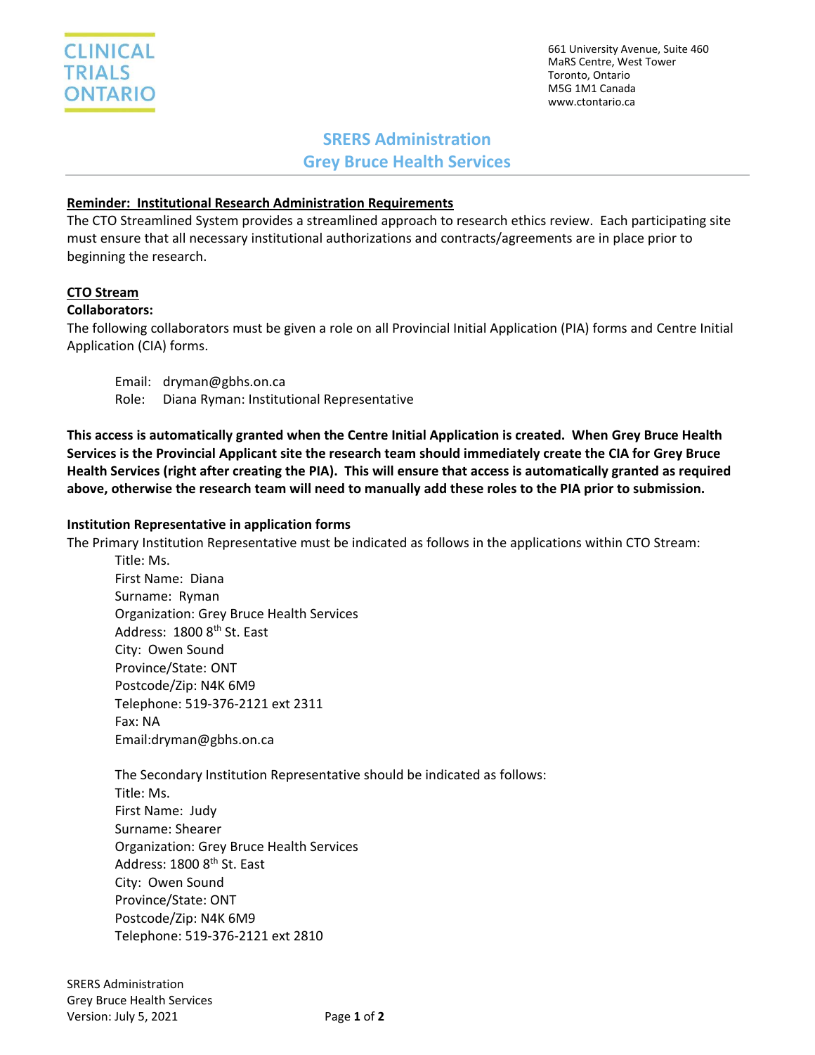CLINICAL TRIALS ONTARIO

661 University Avenue, Suite 460
MaRS Centre, West Tower
Toronto, Ontario
M5G 1M1 Canada
www.ctontario.ca

# SRERS Administration
# Grey Bruce Health Services

**Reminder: Institutional Research Administration Requirements**

The CTO Streamlined System provides a streamlined approach to research ethics review. Each participating site must ensure that all necessary institutional authorizations and contracts/agreements are in place prior to beginning the research.

**CTO Stream**

**Collaborators:**

The following collaborators must be given a role on all Provincial Initial Application (PIA) forms and Centre Initial Application (CIA) forms.

Email: dryman@gbhs.on.ca
Role: Diana Ryman: Institutional Representative

**This access is automatically granted when the Centre Initial Application is created. When Grey Bruce Health Services is the Provincial Applicant site the research team should immediately create the CIA for Grey Bruce Health Services (right after creating the PIA). This will ensure that access is automatically granted as required above, otherwise the research team will need to manually add these roles to the PIA prior to submission.**

**Institution Representative in application forms**

The Primary Institution Representative must be indicated as follows in the applications within CTO Stream:

Title: Ms.
First Name: Diana
Surname: Ryman
Organization: Grey Bruce Health Services
Address: 1800 8th St. East
City: Owen Sound
Province/State: ONT
Postcode/Zip: N4K 6M9
Telephone: 519-376-2121 ext 2311
Fax: NA
Email:dryman@gbhs.on.ca

The Secondary Institution Representative should be indicated as follows:
Title: Ms.
First Name: Judy
Surname: Shearer
Organization: Grey Bruce Health Services
Address: 1800 8th St. East
City: Owen Sound
Province/State: ONT
Postcode/Zip: N4K 6M9
Telephone: 519-376-2121 ext 2810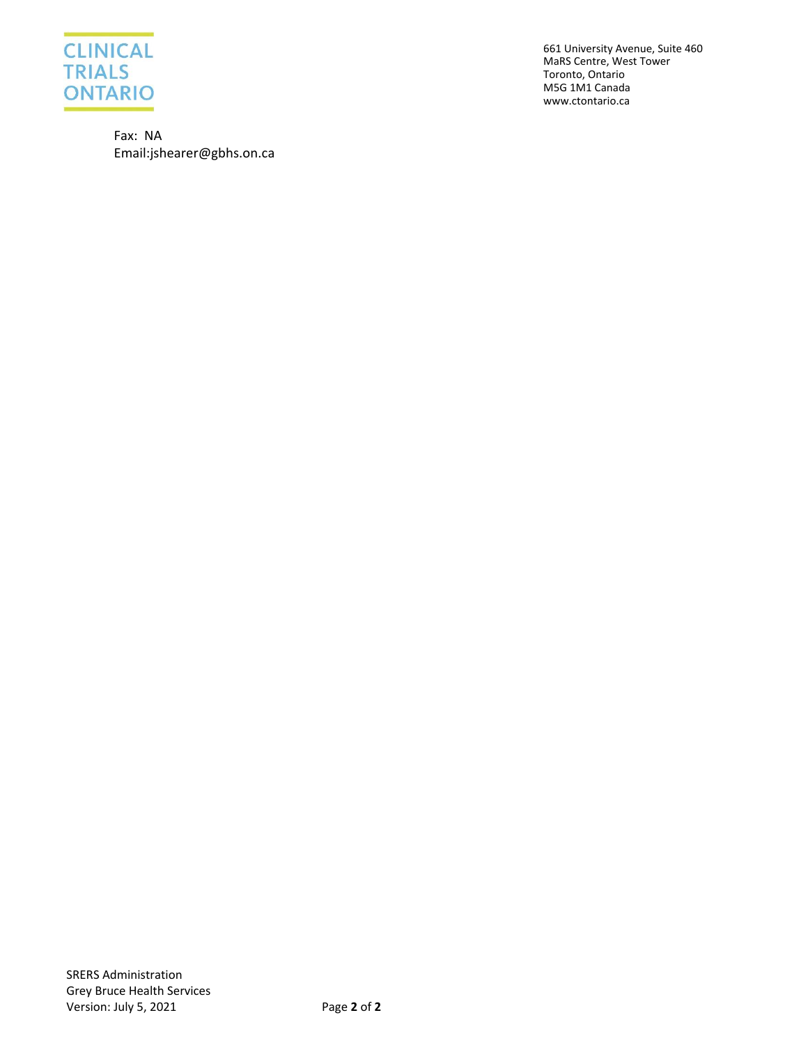Fax: NA
Email:jshearer@gbhs.on.ca